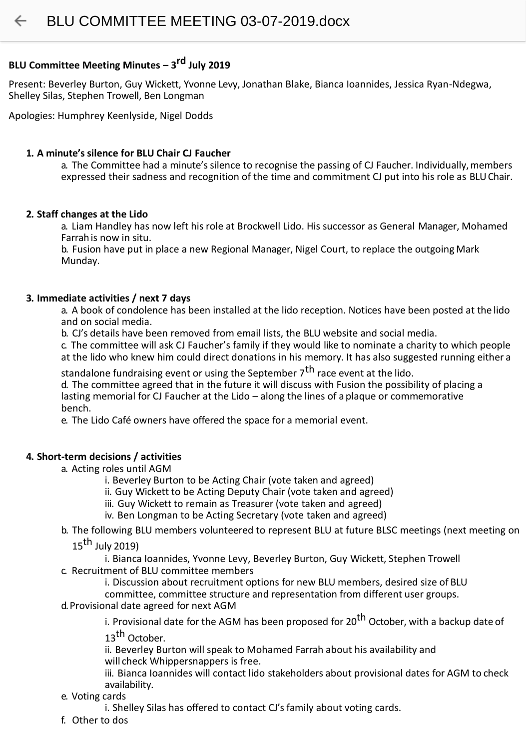BLU COMMITTEE MEETING 03-07-2019.docx

**BLU Committee Meeting Minutes – 3rd July 2019**

Present: Beverley Burton, Guy Wickett, Yvonne Levy, Jonathan Blake, Bianca Ioannides, Jessica Ryan-Ndegwa, Shelley Silas, Stephen Trowell, Ben Longman

Apologies: Humphrey Keenlyside, Nigel Dodds

1. **A minute's silence for BLU Chair CJ Faucher**
   a. The Committee had a minute's silence to recognise the passing of CJ Faucher. Individually, members expressed their sadness and recognition of the time and commitment CJ put into his role as BLU Chair.

2. **Staff changes at the Lido**
   a. Liam Handley has now left his role at Brockwell Lido. His successor as General Manager, Mohamed Farrah is now in situ.
   b. Fusion have put in place a new Regional Manager, Nigel Court, to replace the outgoing Mark Munday.

3. **Immediate activities / next 7 days**
   a. A book of condolence has been installed at the lido reception. Notices have been posted at the lido and on social media.
   b. CJ's details have been removed from email lists, the BLU website and social media.
   c. The committee will ask CJ Faucher's family if they would like to nominate a charity to which people at the lido who knew him could direct donations in his memory. It has also suggested running either a standalone fundraising event or using the September 7th race event at the lido.
   d. The committee agreed that in the future it will discuss with Fusion the possibility of placing a lasting memorial for CJ Faucher at the Lido – along the lines of a plaque or commemorative bench.
   e. The Lido Café owners have offered the space for a memorial event.

4. **Short-term decisions / activities**
   a. Acting roles until AGM
      i. Beverley Burton to be Acting Chair (vote taken and agreed)
      ii. Guy Wickett to be Acting Deputy Chair (vote taken and agreed)
      iii. Guy Wickett to remain as Treasurer (vote taken and agreed)
      iv. Ben Longman to be Acting Secretary (vote taken and agreed)
   b. The following BLU members volunteered to represent BLU at future BLSC meetings (next meeting on 15th July 2019)
      i. Bianca Ioannides, Yvonne Levy, Beverley Burton, Guy Wickett, Stephen Trowell
   c. Recruitment of BLU committee members
      i. Discussion about recruitment options for new BLU members, desired size of BLU committee, committee structure and representation from different user groups.
   d. Provisional date agreed for next AGM
      i. Provisional date for the AGM has been proposed for 20th October, with a backup date of 13th October.
      ii. Beverley Burton will speak to Mohamed Farrah about his availability and will check Whippersnappers is free.
      iii. Bianca Ioannides will contact lido stakeholders about provisional dates for AGM to check availability.
   e. Voting cards
      i. Shelley Silas has offered to contact CJ's family about voting cards.
   f. Other to dos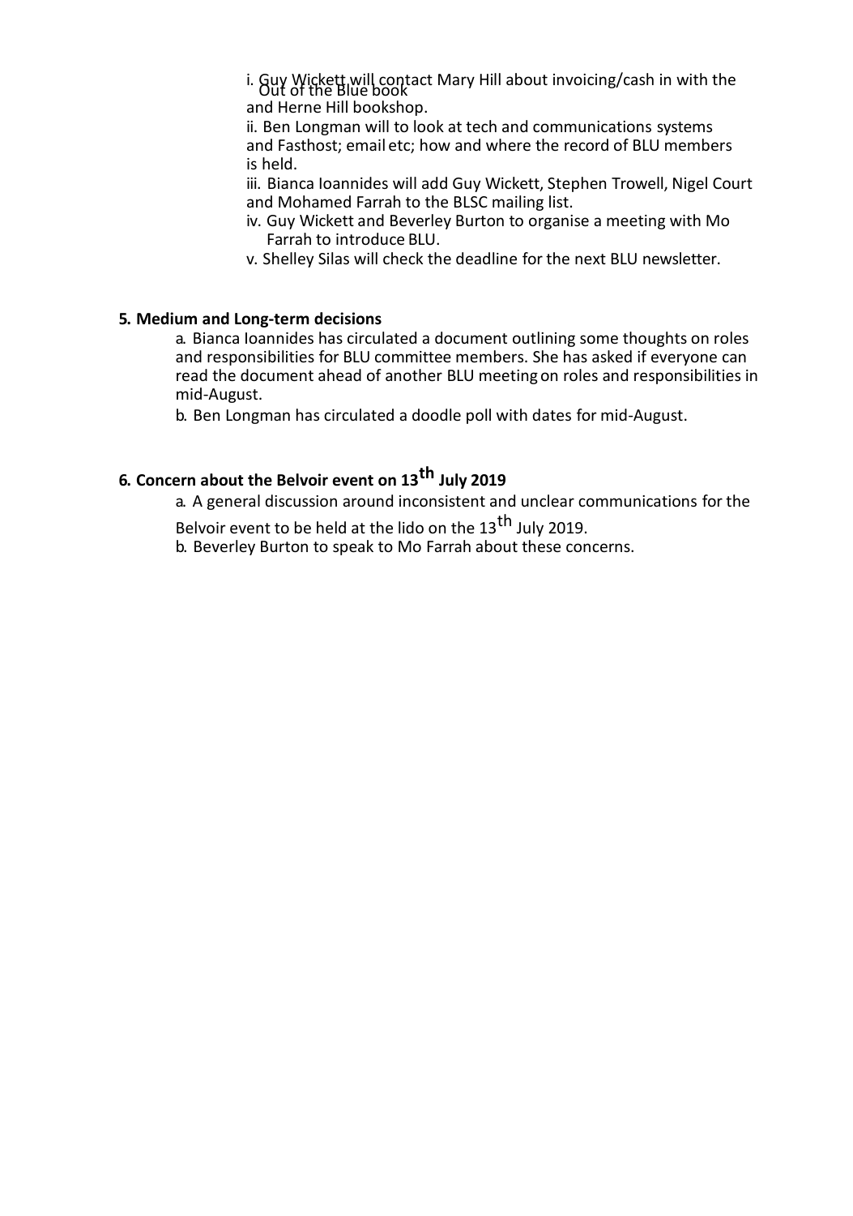i. Guy Wickett will contact Mary Hill about invoicing/cash in with the Out of the Blue book and Herne Hill bookshop.

ii. Ben Longman will to look at tech and communications systems and Fasthost; email etc; how and where the record of BLU members is held.

iii. Bianca Ioannides will add Guy Wickett, Stephen Trowell, Nigel Court and Mohamed Farrah to the BLSC mailing list.

iv. Guy Wickett and Beverley Burton to organise a meeting with Mo Farrah to introduce BLU.

v. Shelley Silas will check the deadline for the next BLU newsletter.

**5. Medium and Long-term decisions**

a. Bianca Ioannides has circulated a document outlining some thoughts on roles and responsibilities for BLU committee members. She has asked if everyone can read the document ahead of another BLU meeting on roles and responsibilities in mid-August.

b. Ben Longman has circulated a doodle poll with dates for mid-August.

**6. Concern about the Belvoir event on 13th July 2019**

a. A general discussion around inconsistent and unclear communications for the Belvoir event to be held at the lido on the 13th July 2019.

b. Beverley Burton to speak to Mo Farrah about these concerns.